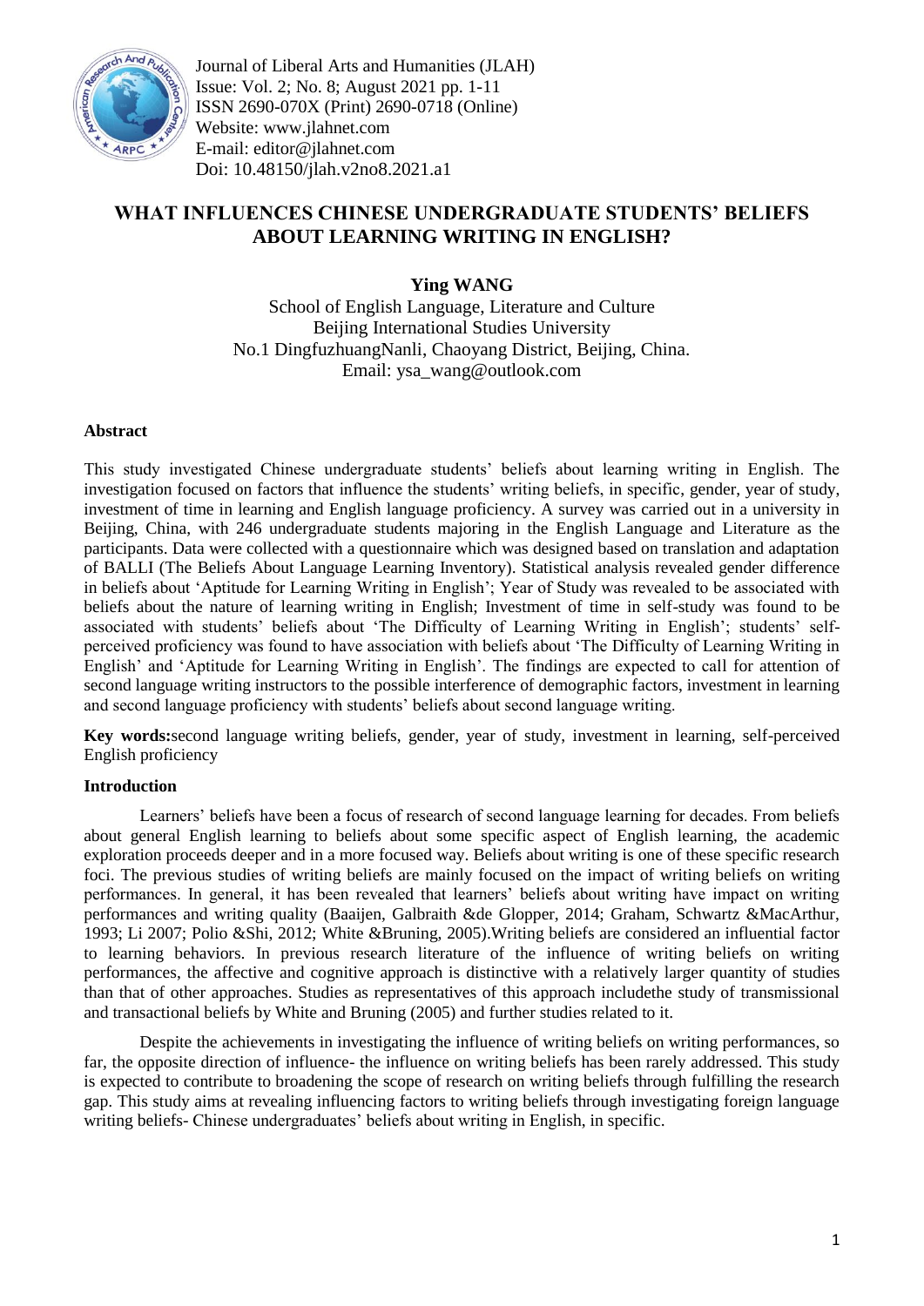# WHAT INFLUENCES CHINESE UNDERGRADUATE STUDENTS' BELIEFS ABOUT LEARNING WRITING IN ENGLISH?

**Ying WANG**

School of English Language, Literature and Culture
Beijing International Studies University
No.1 DingfuzhuangNanli, Chaoyang District, Beijing, China.
Email: ysa_wang@outlook.com

### Abstract

This study investigated Chinese undergraduate students' beliefs about learning writing in English. The investigation focused on factors that influence the students' writing beliefs, in specific, gender, year of study, investment of time in learning and English language proficiency. A survey was carried out in a university in Beijing, China, with 246 undergraduate students majoring in the English Language and Literature as the participants. Data were collected with a questionnaire which was designed based on translation and adaptation of BALLI (The Beliefs About Language Learning Inventory). Statistical analysis revealed gender difference in beliefs about 'Aptitude for Learning Writing in English'; Year of Study was revealed to be associated with beliefs about the nature of learning writing in English; Investment of time in self-study was found to be associated with students' beliefs about 'The Difficulty of Learning Writing in English'; students' self-perceived proficiency was found to have association with beliefs about 'The Difficulty of Learning Writing in English' and 'Aptitude for Learning Writing in English'. The findings are expected to call for attention of second language writing instructors to the possible interference of demographic factors, investment in learning and second language proficiency with students' beliefs about second language writing.

**Key words:**second language writing beliefs, gender, year of study, investment in learning, self-perceived English proficiency

### Introduction

Learners' beliefs have been a focus of research of second language learning for decades. From beliefs about general English learning to beliefs about some specific aspect of English learning, the academic exploration proceeds deeper and in a more focused way. Beliefs about writing is one of these specific research foci. The previous studies of writing beliefs are mainly focused on the impact of writing beliefs on writing performances. In general, it has been revealed that learners' beliefs about writing have impact on writing performances and writing quality (Baaijen, Galbraith &de Glopper, 2014; Graham, Schwartz &MacArthur, 1993; Li 2007; Polio &Shi, 2012; White &Bruning, 2005).Writing beliefs are considered an influential factor to learning behaviors. In previous research literature of the influence of writing beliefs on writing performances, the affective and cognitive approach is distinctive with a relatively larger quantity of studies than that of other approaches. Studies as representatives of this approach includethe study of transmissional and transactional beliefs by White and Bruning (2005) and further studies related to it.

Despite the achievements in investigating the influence of writing beliefs on writing performances, so far, the opposite direction of influence- the influence on writing beliefs has been rarely addressed. This study is expected to contribute to broadening the scope of research on writing beliefs through fulfilling the research gap. This study aims at revealing influencing factors to writing beliefs through investigating foreign language writing beliefs- Chinese undergraduates' beliefs about writing in English, in specific.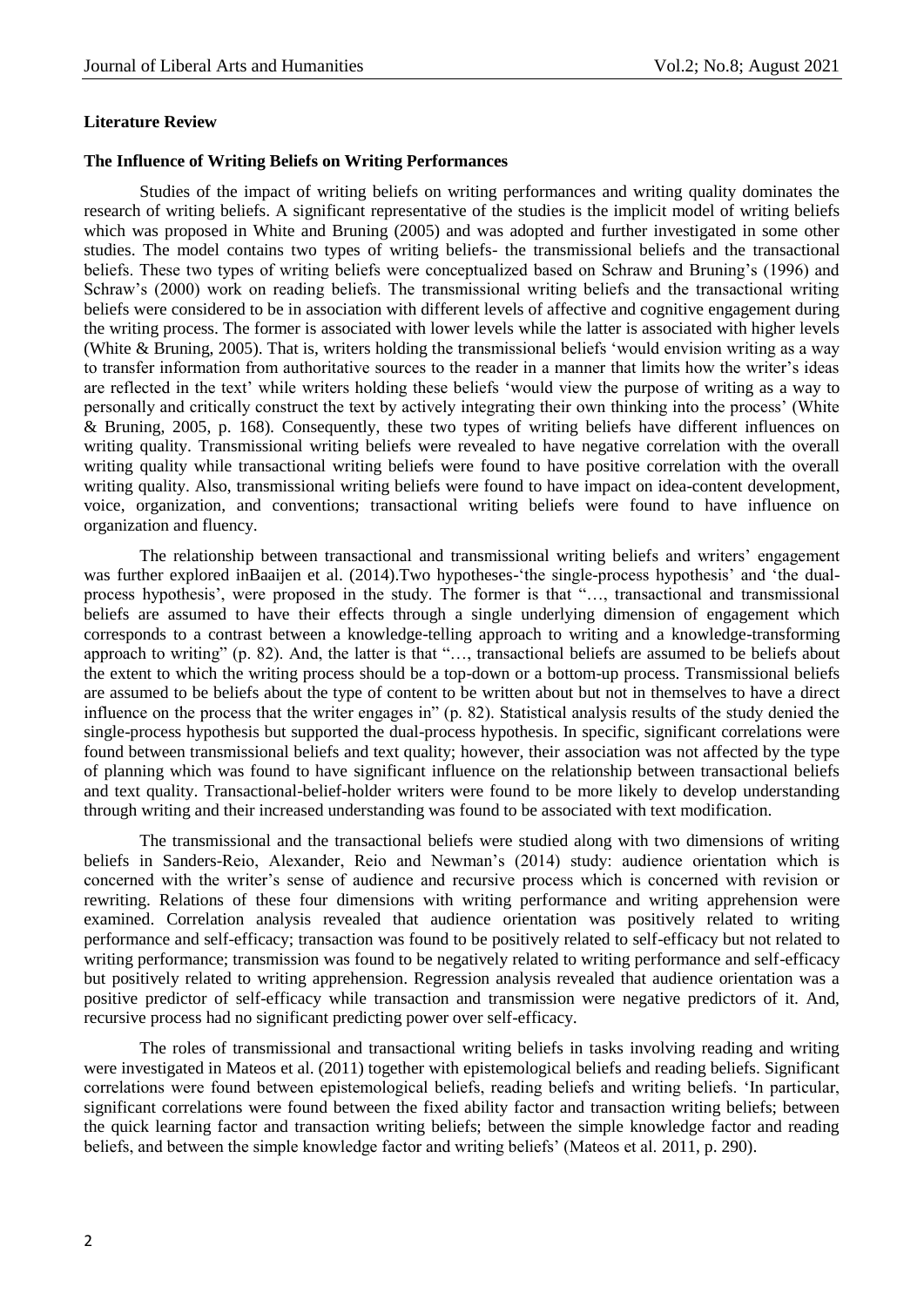## Literature Review

### The Influence of Writing Beliefs on Writing Performances

Studies of the impact of writing beliefs on writing performances and writing quality dominates the research of writing beliefs. A significant representative of the studies is the implicit model of writing beliefs which was proposed in White and Bruning (2005) and was adopted and further investigated in some other studies. The model contains two types of writing beliefs- the transmissional beliefs and the transactional beliefs. These two types of writing beliefs were conceptualized based on Schraw and Bruning's (1996) and Schraw's (2000) work on reading beliefs. The transmissional writing beliefs and the transactional writing beliefs were considered to be in association with different levels of affective and cognitive engagement during the writing process. The former is associated with lower levels while the latter is associated with higher levels (White & Bruning, 2005). That is, writers holding the transmissional beliefs 'would envision writing as a way to transfer information from authoritative sources to the reader in a manner that limits how the writer's ideas are reflected in the text' while writers holding these beliefs 'would view the purpose of writing as a way to personally and critically construct the text by actively integrating their own thinking into the process' (White & Bruning, 2005, p. 168). Consequently, these two types of writing beliefs have different influences on writing quality. Transmissional writing beliefs were revealed to have negative correlation with the overall writing quality while transactional writing beliefs were found to have positive correlation with the overall writing quality. Also, transmissional writing beliefs were found to have impact on idea-content development, voice, organization, and conventions; transactional writing beliefs were found to have influence on organization and fluency.

The relationship between transactional and transmissional writing beliefs and writers' engagement was further explored inBaaijen et al. (2014).Two hypotheses-'the single-process hypothesis' and 'the dual-process hypothesis', were proposed in the study. The former is that "…, transactional and transmissional beliefs are assumed to have their effects through a single underlying dimension of engagement which corresponds to a contrast between a knowledge-telling approach to writing and a knowledge-transforming approach to writing" (p. 82). And, the latter is that "…, transactional beliefs are assumed to be beliefs about the extent to which the writing process should be a top-down or a bottom-up process. Transmissional beliefs are assumed to be beliefs about the type of content to be written about but not in themselves to have a direct influence on the process that the writer engages in" (p. 82). Statistical analysis results of the study denied the single-process hypothesis but supported the dual-process hypothesis. In specific, significant correlations were found between transmissional beliefs and text quality; however, their association was not affected by the type of planning which was found to have significant influence on the relationship between transactional beliefs and text quality. Transactional-belief-holder writers were found to be more likely to develop understanding through writing and their increased understanding was found to be associated with text modification.

The transmissional and the transactional beliefs were studied along with two dimensions of writing beliefs in Sanders-Reio, Alexander, Reio and Newman's (2014) study: audience orientation which is concerned with the writer's sense of audience and recursive process which is concerned with revision or rewriting. Relations of these four dimensions with writing performance and writing apprehension were examined. Correlation analysis revealed that audience orientation was positively related to writing performance and self-efficacy; transaction was found to be positively related to self-efficacy but not related to writing performance; transmission was found to be negatively related to writing performance and self-efficacy but positively related to writing apprehension. Regression analysis revealed that audience orientation was a positive predictor of self-efficacy while transaction and transmission were negative predictors of it. And, recursive process had no significant predicting power over self-efficacy.

The roles of transmissional and transactional writing beliefs in tasks involving reading and writing were investigated in Mateos et al. (2011) together with epistemological beliefs and reading beliefs. Significant correlations were found between epistemological beliefs, reading beliefs and writing beliefs. 'In particular, significant correlations were found between the fixed ability factor and transaction writing beliefs; between the quick learning factor and transaction writing beliefs; between the simple knowledge factor and reading beliefs, and between the simple knowledge factor and writing beliefs' (Mateos et al. 2011, p. 290).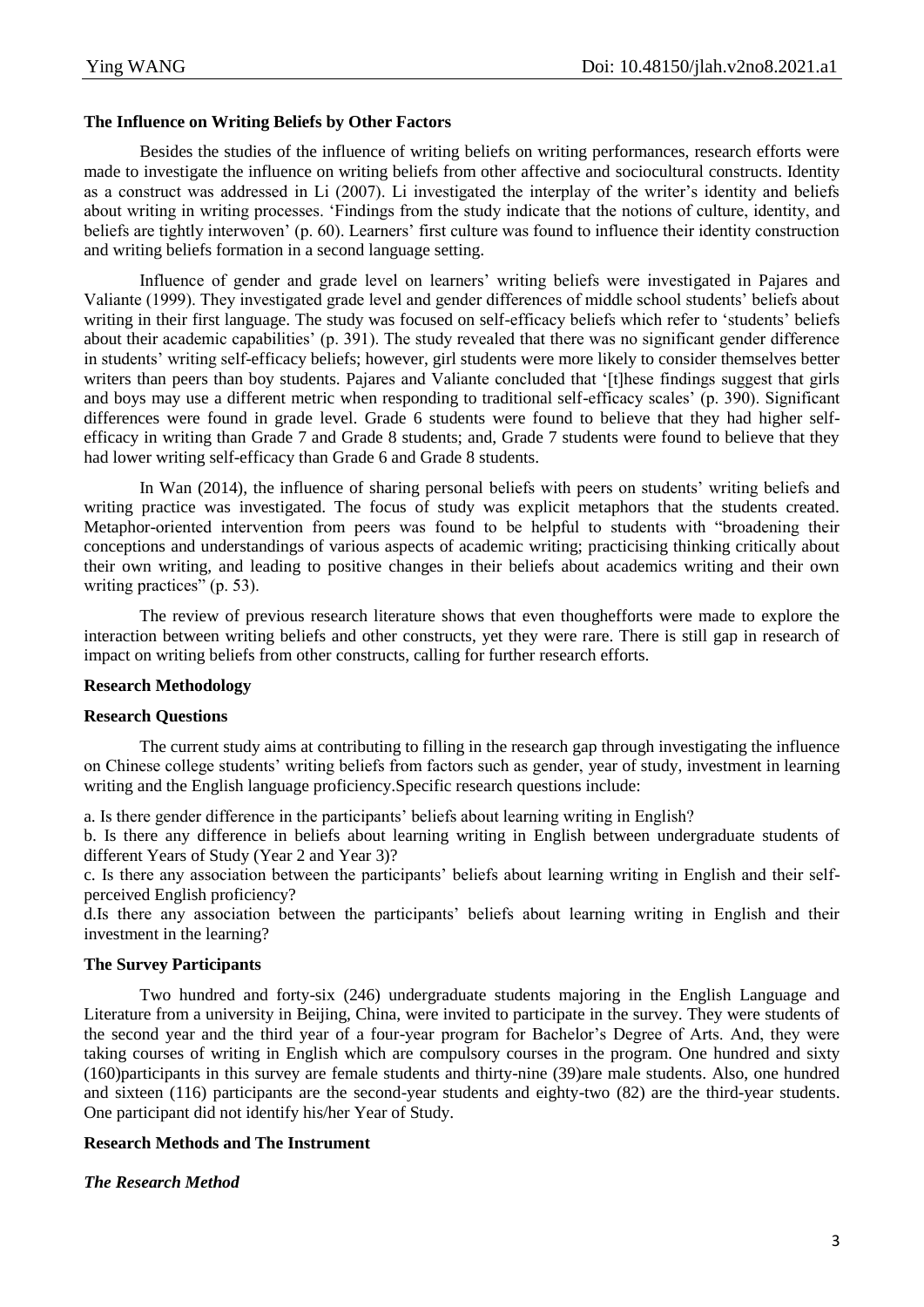### The Influence on Writing Beliefs by Other Factors

Besides the studies of the influence of writing beliefs on writing performances, research efforts were made to investigate the influence on writing beliefs from other affective and sociocultural constructs. Identity as a construct was addressed in Li (2007). Li investigated the interplay of the writer's identity and beliefs about writing in writing processes. 'Findings from the study indicate that the notions of culture, identity, and beliefs are tightly interwoven' (p. 60). Learners' first culture was found to influence their identity construction and writing beliefs formation in a second language setting.

Influence of gender and grade level on learners' writing beliefs were investigated in Pajares and Valiante (1999). They investigated grade level and gender differences of middle school students' beliefs about writing in their first language. The study was focused on self-efficacy beliefs which refer to 'students' beliefs about their academic capabilities' (p. 391). The study revealed that there was no significant gender difference in students' writing self-efficacy beliefs; however, girl students were more likely to consider themselves better writers than peers than boy students. Pajares and Valiante concluded that '[t]hese findings suggest that girls and boys may use a different metric when responding to traditional self-efficacy scales' (p. 390). Significant differences were found in grade level. Grade 6 students were found to believe that they had higher self-efficacy in writing than Grade 7 and Grade 8 students; and, Grade 7 students were found to believe that they had lower writing self-efficacy than Grade 6 and Grade 8 students.

In Wan (2014), the influence of sharing personal beliefs with peers on students' writing beliefs and writing practice was investigated. The focus of study was explicit metaphors that the students created. Metaphor-oriented intervention from peers was found to be helpful to students with "broadening their conceptions and understandings of various aspects of academic writing; practicising thinking critically about their own writing, and leading to positive changes in their beliefs about academics writing and their own writing practices" (p. 53).

The review of previous research literature shows that even thoughefforts were made to explore the interaction between writing beliefs and other constructs, yet they were rare. There is still gap in research of impact on writing beliefs from other constructs, calling for further research efforts.

## Research Methodology

### Research Questions

The current study aims at contributing to filling in the research gap through investigating the influence on Chinese college students' writing beliefs from factors such as gender, year of study, investment in learning writing and the English language proficiency.Specific research questions include:

a. Is there gender difference in the participants' beliefs about learning writing in English?

b. Is there any difference in beliefs about learning writing in English between undergraduate students of different Years of Study (Year 2 and Year 3)?

c. Is there any association between the participants' beliefs about learning writing in English and their self-perceived English proficiency?

d.Is there any association between the participants' beliefs about learning writing in English and their investment in the learning?

### The Survey Participants

Two hundred and forty-six (246) undergraduate students majoring in the English Language and Literature from a university in Beijing, China, were invited to participate in the survey. They were students of the second year and the third year of a four-year program for Bachelor's Degree of Arts. And, they were taking courses of writing in English which are compulsory courses in the program. One hundred and sixty (160)participants in this survey are female students and thirty-nine (39)are male students. Also, one hundred and sixteen (116) participants are the second-year students and eighty-two (82) are the third-year students. One participant did not identify his/her Year of Study.

### Research Methods and The Instrument

#### *The Research Method*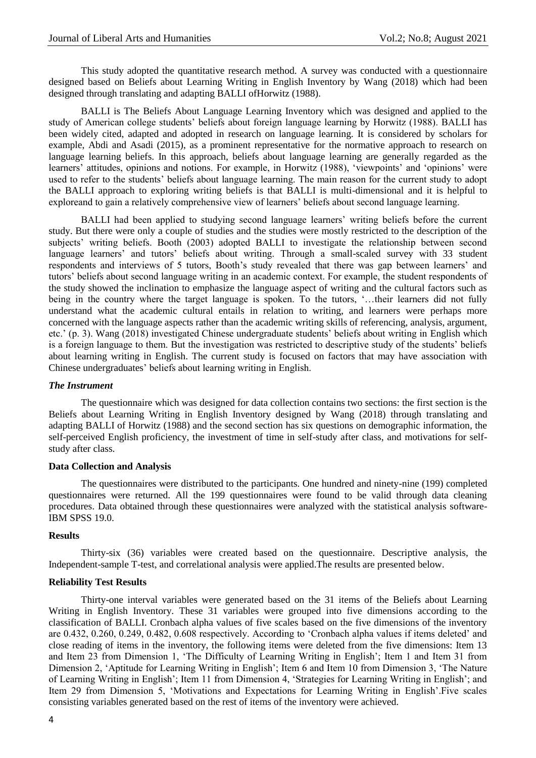This study adopted the quantitative research method. A survey was conducted with a questionnaire designed based on Beliefs about Learning Writing in English Inventory by Wang (2018) which had been designed through translating and adapting BALLI ofHorwitz (1988).

BALLI is The Beliefs About Language Learning Inventory which was designed and applied to the study of American college students' beliefs about foreign language learning by Horwitz (1988). BALLI has been widely cited, adapted and adopted in research on language learning. It is considered by scholars for example, Abdi and Asadi (2015), as a prominent representative for the normative approach to research on language learning beliefs. In this approach, beliefs about language learning are generally regarded as the learners' attitudes, opinions and notions. For example, in Horwitz (1988), 'viewpoints' and 'opinions' were used to refer to the students' beliefs about language learning. The main reason for the current study to adopt the BALLI approach to exploring writing beliefs is that BALLI is multi-dimensional and it is helpful to exploreand to gain a relatively comprehensive view of learners' beliefs about second language learning.

BALLI had been applied to studying second language learners' writing beliefs before the current study. But there were only a couple of studies and the studies were mostly restricted to the description of the subjects' writing beliefs. Booth (2003) adopted BALLI to investigate the relationship between second language learners' and tutors' beliefs about writing. Through a small-scaled survey with 33 student respondents and interviews of 5 tutors, Booth's study revealed that there was gap between learners' and tutors' beliefs about second language writing in an academic context. For example, the student respondents of the study showed the inclination to emphasize the language aspect of writing and the cultural factors such as being in the country where the target language is spoken. To the tutors, '…their learners did not fully understand what the academic cultural entails in relation to writing, and learners were perhaps more concerned with the language aspects rather than the academic writing skills of referencing, analysis, argument, etc.' (p. 3). Wang (2018) investigated Chinese undergraduate students' beliefs about writing in English which is a foreign language to them. But the investigation was restricted to descriptive study of the students' beliefs about learning writing in English. The current study is focused on factors that may have association with Chinese undergraduates' beliefs about learning writing in English.

### *The Instrument*

The questionnaire which was designed for data collection contains two sections: the first section is the Beliefs about Learning Writing in English Inventory designed by Wang (2018) through translating and adapting BALLI of Horwitz (1988) and the second section has six questions on demographic information, the self-perceived English proficiency, the investment of time in self-study after class, and motivations for self-study after class.

### Data Collection and Analysis

The questionnaires were distributed to the participants. One hundred and ninety-nine (199) completed questionnaires were returned. All the 199 questionnaires were found to be valid through data cleaning procedures. Data obtained through these questionnaires were analyzed with the statistical analysis software-IBM SPSS 19.0.

### Results

Thirty-six (36) variables were created based on the questionnaire. Descriptive analysis, the Independent-sample T-test, and correlational analysis were applied.The results are presented below.

### Reliability Test Results

Thirty-one interval variables were generated based on the 31 items of the Beliefs about Learning Writing in English Inventory. These 31 variables were grouped into five dimensions according to the classification of BALLI. Cronbach alpha values of five scales based on the five dimensions of the inventory are 0.432, 0.260, 0.249, 0.482, 0.608 respectively. According to 'Cronbach alpha values if items deleted' and close reading of items in the inventory, the following items were deleted from the five dimensions: Item 13 and Item 23 from Dimension 1, 'The Difficulty of Learning Writing in English'; Item 1 and Item 31 from Dimension 2, 'Aptitude for Learning Writing in English'; Item 6 and Item 10 from Dimension 3, 'The Nature of Learning Writing in English'; Item 11 from Dimension 4, 'Strategies for Learning Writing in English'; and Item 29 from Dimension 5, 'Motivations and Expectations for Learning Writing in English'.Five scales consisting variables generated based on the rest of items of the inventory were achieved.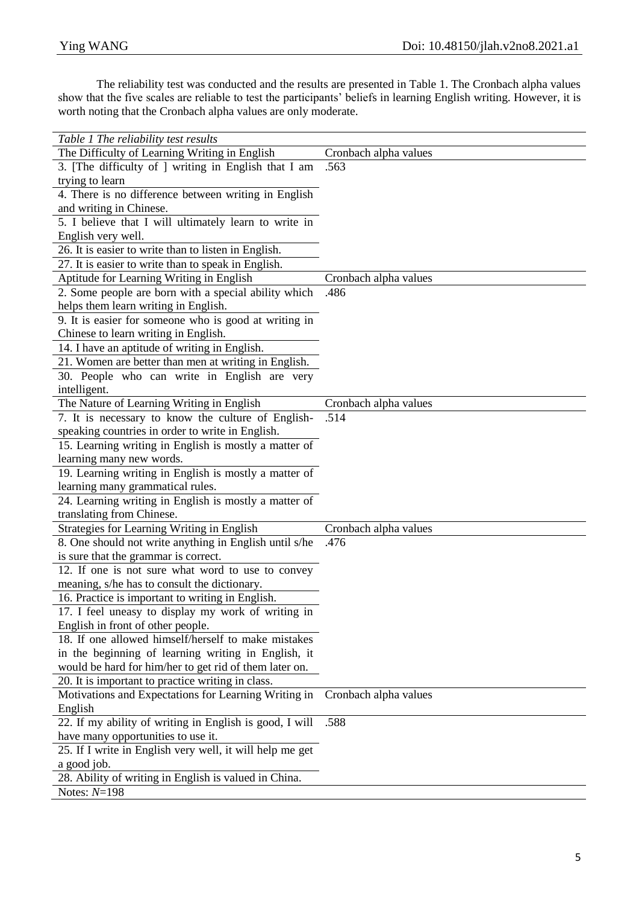The reliability test was conducted and the results are presented in Table 1. The Cronbach alpha values show that the five scales are reliable to test the participants' beliefs in learning English writing. However, it is worth noting that the Cronbach alpha values are only moderate.

*Table 1 The reliability test results*

| The Difficulty of Learning Writing in English | Cronbach alpha values |
|---|---|
| 3. [The difficulty of ] writing in English that I am trying to learn | .563 |
| 4. There is no difference between writing in English and writing in Chinese. | |
| 5. I believe that I will ultimately learn to write in English very well. | |
| 26. It is easier to write than to listen in English. | |
| 27. It is easier to write than to speak in English. | |
| **Aptitude for Learning Writing in English** | **Cronbach alpha values** |
| 2. Some people are born with a special ability which helps them learn writing in English. | .486 |
| 9. It is easier for someone who is good at writing in Chinese to learn writing in English. | |
| 14. I have an aptitude of writing in English. | |
| 21. Women are better than men at writing in English. | |
| 30. People who can write in English are very intelligent. | |
| **The Nature of Learning Writing in English** | **Cronbach alpha values** |
| 7. It is necessary to know the culture of English-speaking countries in order to write in English. | .514 |
| 15. Learning writing in English is mostly a matter of learning many new words. | |
| 19. Learning writing in English is mostly a matter of learning many grammatical rules. | |
| 24. Learning writing in English is mostly a matter of translating from Chinese. | |
| **Strategies for Learning Writing in English** | **Cronbach alpha values** |
| 8. One should not write anything in English until s/he is sure that the grammar is correct. | .476 |
| 12. If one is not sure what word to use to convey meaning, s/he has to consult the dictionary. | |
| 16. Practice is important to writing in English. | |
| 17. I feel uneasy to display my work of writing in English in front of other people. | |
| 18. If one allowed himself/herself to make mistakes in the beginning of learning writing in English, it would be hard for him/her to get rid of them later on. | |
| 20. It is important to practice writing in class. | |
| **Motivations and Expectations for Learning Writing in English** | **Cronbach alpha values** |
| 22. If my ability of writing in English is good, I will have many opportunities to use it. | .588 |
| 25. If I write in English very well, it will help me get a good job. | |
| 28. Ability of writing in English is valued in China. | |

Notes: *N*=198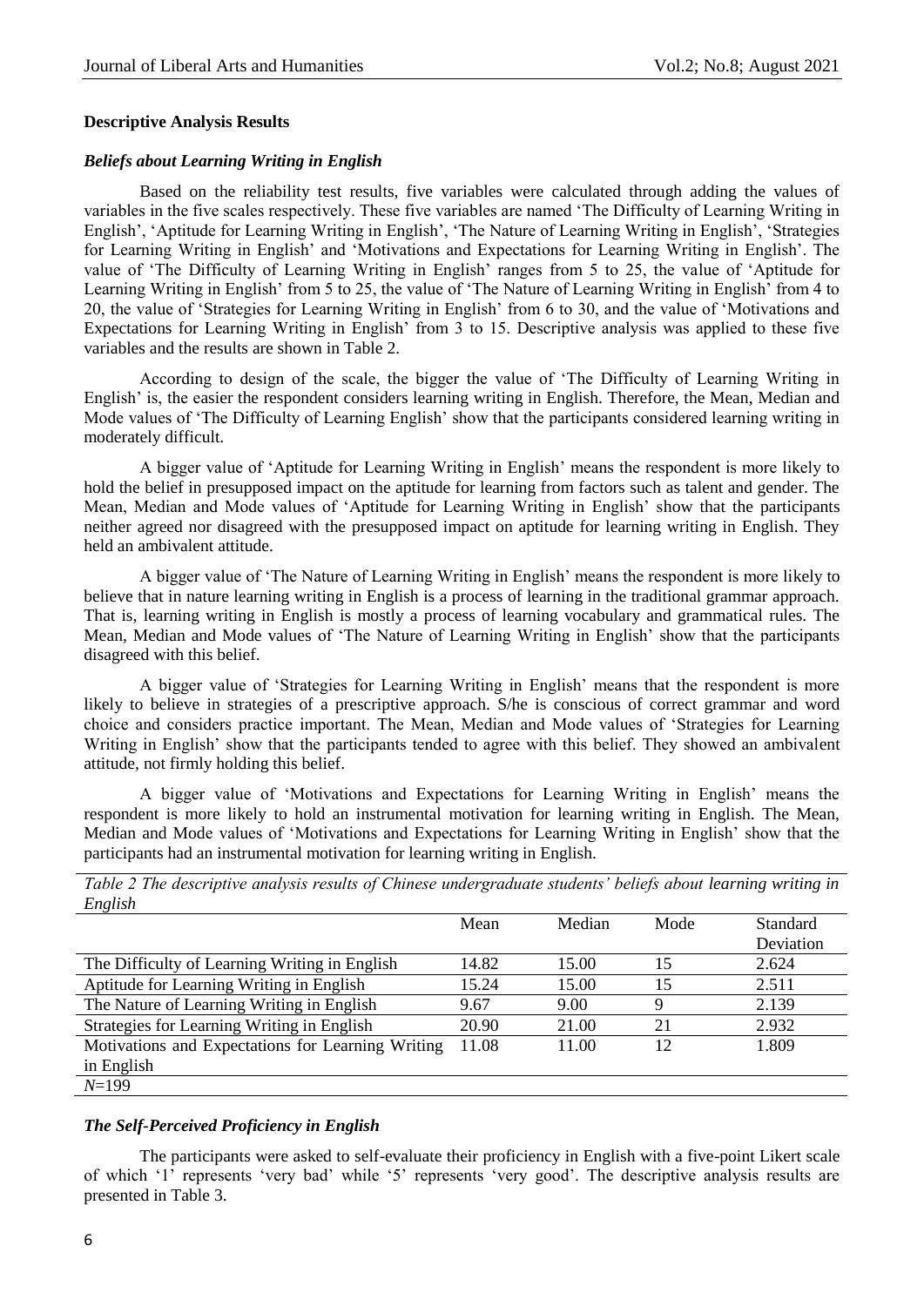### Descriptive Analysis Results

#### *Beliefs about Learning Writing in English*

Based on the reliability test results, five variables were calculated through adding the values of variables in the five scales respectively. These five variables are named 'The Difficulty of Learning Writing in English', 'Aptitude for Learning Writing in English', 'The Nature of Learning Writing in English', 'Strategies for Learning Writing in English' and 'Motivations and Expectations for Learning Writing in English'. The value of 'The Difficulty of Learning Writing in English' ranges from 5 to 25, the value of 'Aptitude for Learning Writing in English' from 5 to 25, the value of 'The Nature of Learning Writing in English' from 4 to 20, the value of 'Strategies for Learning Writing in English' from 6 to 30, and the value of 'Motivations and Expectations for Learning Writing in English' from 3 to 15. Descriptive analysis was applied to these five variables and the results are shown in Table 2.

According to design of the scale, the bigger the value of 'The Difficulty of Learning Writing in English' is, the easier the respondent considers learning writing in English. Therefore, the Mean, Median and Mode values of 'The Difficulty of Learning English' show that the participants considered learning writing in moderately difficult.

A bigger value of 'Aptitude for Learning Writing in English' means the respondent is more likely to hold the belief in presupposed impact on the aptitude for learning from factors such as talent and gender. The Mean, Median and Mode values of 'Aptitude for Learning Writing in English' show that the participants neither agreed nor disagreed with the presupposed impact on aptitude for learning writing in English. They held an ambivalent attitude.

A bigger value of 'The Nature of Learning Writing in English' means the respondent is more likely to believe that in nature learning writing in English is a process of learning in the traditional grammar approach. That is, learning writing in English is mostly a process of learning vocabulary and grammatical rules. The Mean, Median and Mode values of 'The Nature of Learning Writing in English' show that the participants disagreed with this belief.

A bigger value of 'Strategies for Learning Writing in English' means that the respondent is more likely to believe in strategies of a prescriptive approach. S/he is conscious of correct grammar and word choice and considers practice important. The Mean, Median and Mode values of 'Strategies for Learning Writing in English' show that the participants tended to agree with this belief. They showed an ambivalent attitude, not firmly holding this belief.

A bigger value of 'Motivations and Expectations for Learning Writing in English' means the respondent is more likely to hold an instrumental motivation for learning writing in English. The Mean, Median and Mode values of 'Motivations and Expectations for Learning Writing in English' show that the participants had an instrumental motivation for learning writing in English.

*Table 2 The descriptive analysis results of Chinese undergraduate students' beliefs about learning writing in English*

| | Mean | Median | Mode | Standard Deviation |
|---|---|---|---|---|
| The Difficulty of Learning Writing in English | 14.82 | 15.00 | 15 | 2.624 |
| Aptitude for Learning Writing in English | 15.24 | 15.00 | 15 | 2.511 |
| The Nature of Learning Writing in English | 9.67 | 9.00 | 9 | 2.139 |
| Strategies for Learning Writing in English | 20.90 | 21.00 | 21 | 2.932 |
| Motivations and Expectations for Learning Writing in English | 11.08 | 11.00 | 12 | 1.809 |

*N*=199

#### *The Self-Perceived Proficiency in English*

The participants were asked to self-evaluate their proficiency in English with a five-point Likert scale of which '1' represents 'very bad' while '5' represents 'very good'. The descriptive analysis results are presented in Table 3.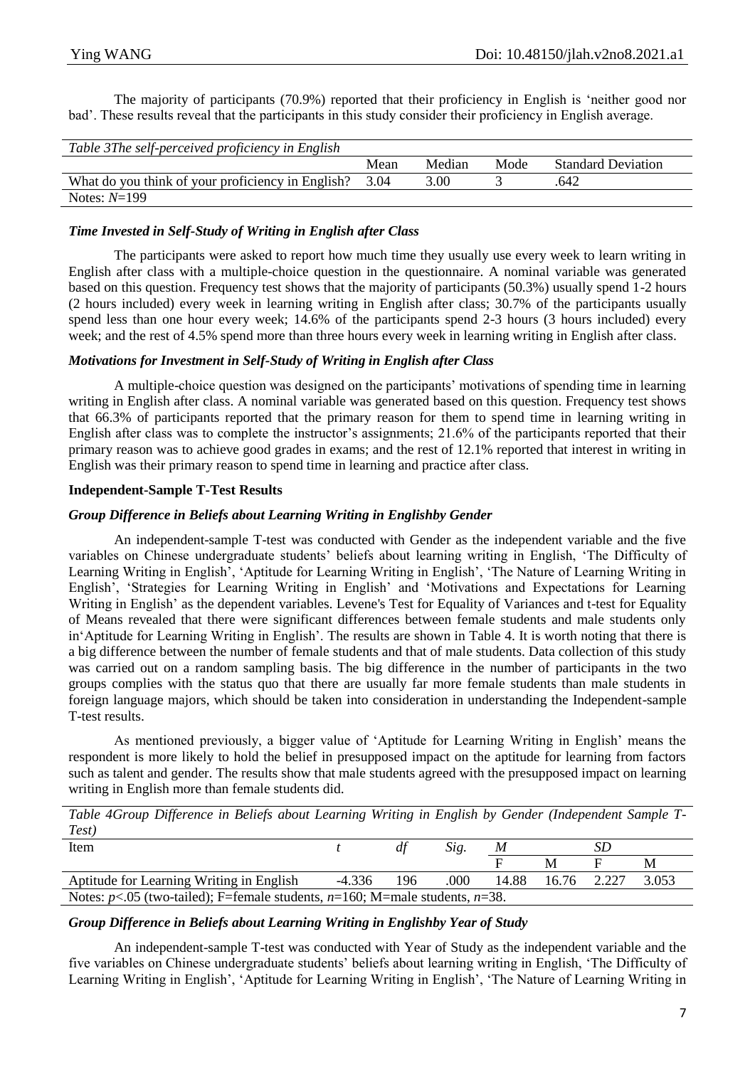The majority of participants (70.9%) reported that their proficiency in English is 'neither good nor bad'. These results reveal that the participants in this study consider their proficiency in English average.

*Table 3The self-perceived proficiency in English*

| | Mean | Median | Mode | Standard Deviation |
|---|---|---|---|---|
| What do you think of your proficiency in English? | 3.04 | 3.00 | 3 | .642 |
| Notes: *N*=199 | | | | |

### *Time Invested in Self-Study of Writing in English after Class*

The participants were asked to report how much time they usually use every week to learn writing in English after class with a multiple-choice question in the questionnaire. A nominal variable was generated based on this question. Frequency test shows that the majority of participants (50.3%) usually spend 1-2 hours (2 hours included) every week in learning writing in English after class; 30.7% of the participants usually spend less than one hour every week; 14.6% of the participants spend 2-3 hours (3 hours included) every week; and the rest of 4.5% spend more than three hours every week in learning writing in English after class.

### *Motivations for Investment in Self-Study of Writing in English after Class*

A multiple-choice question was designed on the participants' motivations of spending time in learning writing in English after class. A nominal variable was generated based on this question. Frequency test shows that 66.3% of participants reported that the primary reason for them to spend time in learning writing in English after class was to complete the instructor's assignments; 21.6% of the participants reported that their primary reason was to achieve good grades in exams; and the rest of 12.1% reported that interest in writing in English was their primary reason to spend time in learning and practice after class.

## **Independent-Sample T-Test Results**

### *Group Difference in Beliefs about Learning Writing in Englishby Gender*

An independent-sample T-test was conducted with Gender as the independent variable and the five variables on Chinese undergraduate students' beliefs about learning writing in English, 'The Difficulty of Learning Writing in English', 'Aptitude for Learning Writing in English', 'The Nature of Learning Writing in English', 'Strategies for Learning Writing in English' and 'Motivations and Expectations for Learning Writing in English' as the dependent variables. Levene's Test for Equality of Variances and t-test for Equality of Means revealed that there were significant differences between female students and male students only in'Aptitude for Learning Writing in English'. The results are shown in Table 4. It is worth noting that there is a big difference between the number of female students and that of male students. Data collection of this study was carried out on a random sampling basis. The big difference in the number of participants in the two groups complies with the status quo that there are usually far more female students than male students in foreign language majors, which should be taken into consideration in understanding the Independent-sample T-test results.

As mentioned previously, a bigger value of 'Aptitude for Learning Writing in English' means the respondent is more likely to hold the belief in presupposed impact on the aptitude for learning from factors such as talent and gender. The results show that male students agreed with the presupposed impact on learning writing in English more than female students did.

*Table 4Group Difference in Beliefs about Learning Writing in English by Gender (Independent Sample T-Test)*

| Item | *t* | *df* | *Sig.* | *M* | | *SD* | |
|---|---|---|---|---|---|---|---|
| | | | | F | M | F | M |
| Aptitude for Learning Writing in English | -4.336 | 196 | .000 | 14.88 | 16.76 | 2.227 | 3.053 |
| Notes: $p<.05$ (two-tailed); F=female students, *n*=160; M=male students, *n*=38. | | | | | | | |

### *Group Difference in Beliefs about Learning Writing in Englishby Year of Study*

An independent-sample T-test was conducted with Year of Study as the independent variable and the five variables on Chinese undergraduate students' beliefs about learning writing in English, 'The Difficulty of Learning Writing in English', 'Aptitude for Learning Writing in English', 'The Nature of Learning Writing in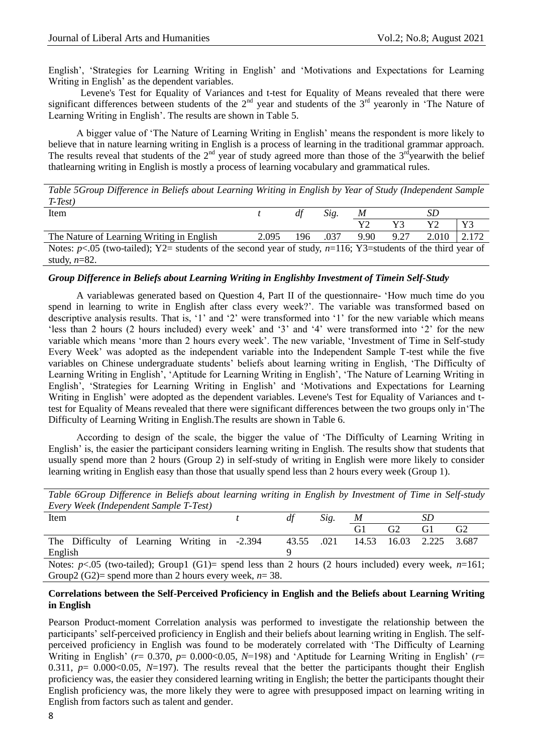English', 'Strategies for Learning Writing in English' and 'Motivations and Expectations for Learning Writing in English' as the dependent variables.

Levene's Test for Equality of Variances and t-test for Equality of Means revealed that there were significant differences between students of the 2nd year and students of the 3rd yearonly in 'The Nature of Learning Writing in English'. The results are shown in Table 5.

A bigger value of 'The Nature of Learning Writing in English' means the respondent is more likely to believe that in nature learning writing in English is a process of learning in the traditional grammar approach. The results reveal that students of the 2nd year of study agreed more than those of the 3rdyearwith the belief thatlearning writing in English is mostly a process of learning vocabulary and grammatical rules.

*Table 5Group Difference in Beliefs about Learning Writing in English by Year of Study (Independent Sample T-Test)*

| Item | *t* | *df* | *Sig.* | *M* | | *SD* | |
|---|---|---|---|---|---|---|---|
| | | | | Y2 | Y3 | Y2 | Y3 |
| The Nature of Learning Writing in English | 2.095 | 196 | .037 | 9.90 | 9.27 | 2.010 | 2.172 |

Notes: $p<.05$ (two-tailed); Y2= students of the second year of study, $n$=116; Y3=students of the third year of study, $n$=82.

### *Group Difference in Beliefs about Learning Writing in Englishby Investment of Timein Self-Study*

A variablewas generated based on Question 4, Part II of the questionnaire- 'How much time do you spend in learning to write in English after class every week?'. The variable was transformed based on descriptive analysis results. That is, '1' and '2' were transformed into '1' for the new variable which means 'less than 2 hours (2 hours included) every week' and '3' and '4' were transformed into '2' for the new variable which means 'more than 2 hours every week'. The new variable, 'Investment of Time in Self-study Every Week' was adopted as the independent variable into the Independent Sample T-test while the five variables on Chinese undergraduate students' beliefs about learning writing in English, 'The Difficulty of Learning Writing in English', 'Aptitude for Learning Writing in English', 'The Nature of Learning Writing in English', 'Strategies for Learning Writing in English' and 'Motivations and Expectations for Learning Writing in English' were adopted as the dependent variables. Levene's Test for Equality of Variances and t-test for Equality of Means revealed that there were significant differences between the two groups only in'The Difficulty of Learning Writing in English.The results are shown in Table 6.

According to design of the scale, the bigger the value of 'The Difficulty of Learning Writing in English' is, the easier the participant considers learning writing in English. The results show that students that usually spend more than 2 hours (Group 2) in self-study of writing in English were more likely to consider learning writing in English easy than those that usually spend less than 2 hours every week (Group 1).

*Table 6Group Difference in Beliefs about learning writing in English by Investment of Time in Self-study Every Week (Independent Sample T-Test)*

| Item | *t* | *df* | *Sig.* | *M* | | *SD* | |
|---|---|---|---|---|---|---|---|
| | | | | G1 | G2 | G1 | G2 |
| The Difficulty of Learning Writing in English | -2.394 | 43.559 | .021 | 14.53 | 16.03 | 2.225 | 3.687 |

Notes: $p<.05$ (two-tailed); Group1 (G1)= spend less than 2 hours (2 hours included) every week, $n$=161; Group2 (G2)= spend more than 2 hours every week, $n$= 38.

### Correlations between the Self-Perceived Proficiency in English and the Beliefs about Learning Writing in English

Pearson Product-moment Correlation analysis was performed to investigate the relationship between the participants' self-perceived proficiency in English and their beliefs about learning writing in English. The self-perceived proficiency in English was found to be moderately correlated with 'The Difficulty of Learning Writing in English' ($r$= 0.370, $p$= 0.000<0.05, $N$=198) and 'Aptitude for Learning Writing in English' ($r$= 0.311, $p$= 0.000<0.05, $N$=197). The results reveal that the better the participants thought their English proficiency was, the easier they considered learning writing in English; the better the participants thought their English proficiency was, the more likely they were to agree with presupposed impact on learning writing in English from factors such as talent and gender.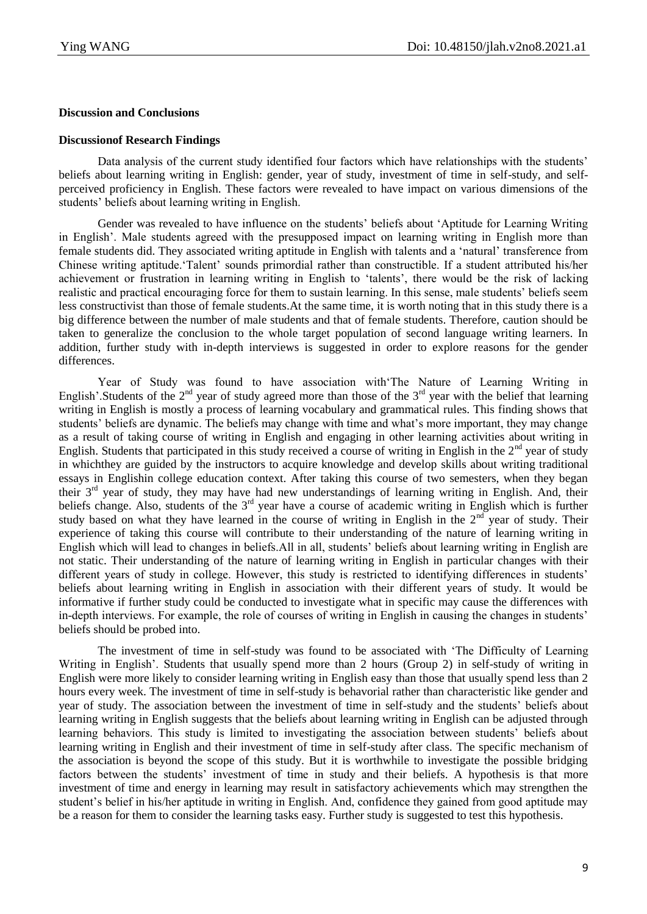**Discussion and Conclusions**

**Discussionof Research Findings**

Data analysis of the current study identified four factors which have relationships with the students' beliefs about learning writing in English: gender, year of study, investment of time in self-study, and self-perceived proficiency in English. These factors were revealed to have impact on various dimensions of the students' beliefs about learning writing in English.

Gender was revealed to have influence on the students' beliefs about 'Aptitude for Learning Writing in English'. Male students agreed with the presupposed impact on learning writing in English more than female students did. They associated writing aptitude in English with talents and a 'natural' transference from Chinese writing aptitude.'Talent' sounds primordial rather than constructible. If a student attributed his/her achievement or frustration in learning writing in English to 'talents', there would be the risk of lacking realistic and practical encouraging force for them to sustain learning. In this sense, male students' beliefs seem less constructivist than those of female students.At the same time, it is worth noting that in this study there is a big difference between the number of male students and that of female students. Therefore, caution should be taken to generalize the conclusion to the whole target population of second language writing learners. In addition, further study with in-depth interviews is suggested in order to explore reasons for the gender differences.

Year of Study was found to have association with'The Nature of Learning Writing in English'.Students of the 2nd year of study agreed more than those of the 3rd year with the belief that learning writing in English is mostly a process of learning vocabulary and grammatical rules. This finding shows that students' beliefs are dynamic. The beliefs may change with time and what's more important, they may change as a result of taking course of writing in English and engaging in other learning activities about writing in English. Students that participated in this study received a course of writing in English in the 2nd year of study in whichthey are guided by the instructors to acquire knowledge and develop skills about writing traditional essays in Englishin college education context. After taking this course of two semesters, when they began their 3rd year of study, they may have had new understandings of learning writing in English. And, their beliefs change. Also, students of the 3rd year have a course of academic writing in English which is further study based on what they have learned in the course of writing in English in the 2nd year of study. Their experience of taking this course will contribute to their understanding of the nature of learning writing in English which will lead to changes in beliefs.All in all, students' beliefs about learning writing in English are not static. Their understanding of the nature of learning writing in English in particular changes with their different years of study in college. However, this study is restricted to identifying differences in students' beliefs about learning writing in English in association with their different years of study. It would be informative if further study could be conducted to investigate what in specific may cause the differences with in-depth interviews. For example, the role of courses of writing in English in causing the changes in students' beliefs should be probed into.

The investment of time in self-study was found to be associated with 'The Difficulty of Learning Writing in English'. Students that usually spend more than 2 hours (Group 2) in self-study of writing in English were more likely to consider learning writing in English easy than those that usually spend less than 2 hours every week. The investment of time in self-study is behavorial rather than characteristic like gender and year of study. The association between the investment of time in self-study and the students' beliefs about learning writing in English suggests that the beliefs about learning writing in English can be adjusted through learning behaviors. This study is limited to investigating the association between students' beliefs about learning writing in English and their investment of time in self-study after class. The specific mechanism of the association is beyond the scope of this study. But it is worthwhile to investigate the possible bridging factors between the students' investment of time in study and their beliefs. A hypothesis is that more investment of time and energy in learning may result in satisfactory achievements which may strengthen the student's belief in his/her aptitude in writing in English. And, confidence they gained from good aptitude may be a reason for them to consider the learning tasks easy. Further study is suggested to test this hypothesis.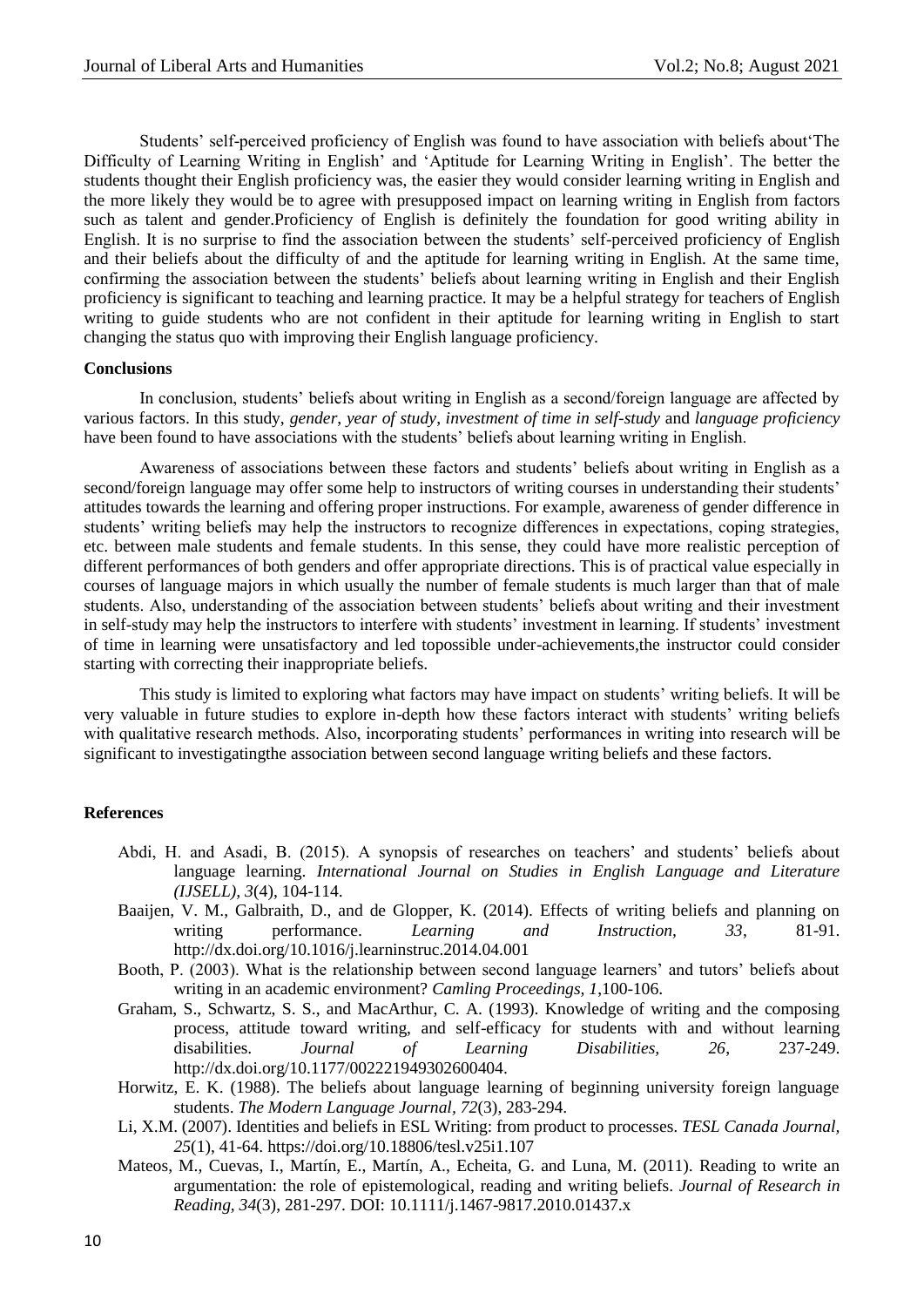Students' self-perceived proficiency of English was found to have association with beliefs about'The Difficulty of Learning Writing in English' and 'Aptitude for Learning Writing in English'. The better the students thought their English proficiency was, the easier they would consider learning writing in English and the more likely they would be to agree with presupposed impact on learning writing in English from factors such as talent and gender.Proficiency of English is definitely the foundation for good writing ability in English. It is no surprise to find the association between the students' self-perceived proficiency of English and their beliefs about the difficulty of and the aptitude for learning writing in English. At the same time, confirming the association between the students' beliefs about learning writing in English and their English proficiency is significant to teaching and learning practice. It may be a helpful strategy for teachers of English writing to guide students who are not confident in their aptitude for learning writing in English to start changing the status quo with improving their English language proficiency.

**Conclusions**

In conclusion, students' beliefs about writing in English as a second/foreign language are affected by various factors. In this study, *gender*, *year of study*, *investment of time in self-study* and *language proficiency* have been found to have associations with the students' beliefs about learning writing in English.

Awareness of associations between these factors and students' beliefs about writing in English as a second/foreign language may offer some help to instructors of writing courses in understanding their students' attitudes towards the learning and offering proper instructions. For example, awareness of gender difference in students' writing beliefs may help the instructors to recognize differences in expectations, coping strategies, etc. between male students and female students. In this sense, they could have more realistic perception of different performances of both genders and offer appropriate directions. This is of practical value especially in courses of language majors in which usually the number of female students is much larger than that of male students. Also, understanding of the association between students' beliefs about writing and their investment in self-study may help the instructors to interfere with students' investment in learning. If students' investment of time in learning were unsatisfactory and led topossible under-achievements,the instructor could consider starting with correcting their inappropriate beliefs.

This study is limited to exploring what factors may have impact on students' writing beliefs. It will be very valuable in future studies to explore in-depth how these factors interact with students' writing beliefs with qualitative research methods. Also, incorporating students' performances in writing into research will be significant to investigatingthe association between second language writing beliefs and these factors.

**References**

Abdi, H. and Asadi, B. (2015). A synopsis of researches on teachers' and students' beliefs about language learning. *International Journal on Studies in English Language and Literature (IJSELL), 3*(4), 104-114.

Baaijen, V. M., Galbraith, D., and de Glopper, K. (2014). Effects of writing beliefs and planning on writing performance. *Learning and Instruction, 33*, 81-91. http://dx.doi.org/10.1016/j.learninstruc.2014.04.001

Booth, P. (2003). What is the relationship between second language learners' and tutors' beliefs about writing in an academic environment? *Camling Proceedings, 1*,100-106.

Graham, S., Schwartz, S. S., and MacArthur, C. A. (1993). Knowledge of writing and the composing process, attitude toward writing, and self-efficacy for students with and without learning disabilities. *Journal of Learning Disabilities, 26*, 237-249. http://dx.doi.org/10.1177/002221949302600404.

Horwitz, E. K. (1988). The beliefs about language learning of beginning university foreign language students. *The Modern Language Journal, 72*(3), 283-294.

Li, X.M. (2007). Identities and beliefs in ESL Writing: from product to processes. *TESL Canada Journal, 25*(1), 41-64. https://doi.org/10.18806/tesl.v25i1.107

Mateos, M., Cuevas, I., Martín, E., Martín, A., Echeita, G. and Luna, M. (2011). Reading to write an argumentation: the role of epistemological, reading and writing beliefs. *Journal of Research in Reading, 34*(3), 281-297. DOI: 10.1111/j.1467-9817.2010.01437.x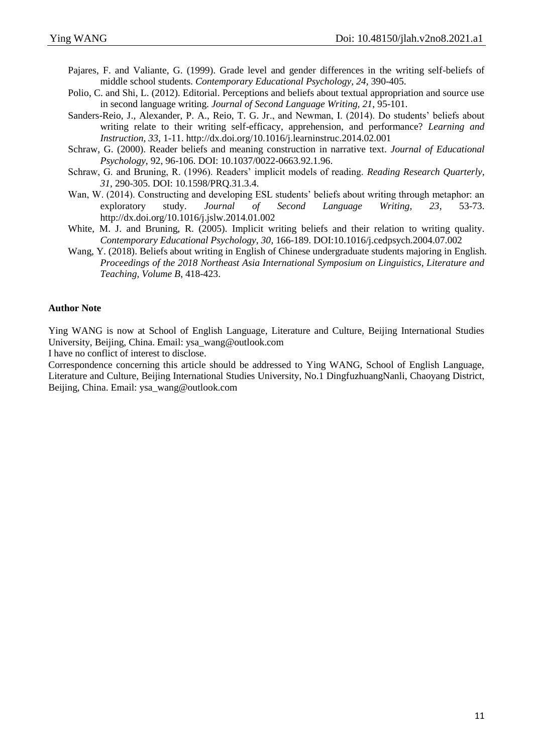Pajares, F. and Valiante, G. (1999). Grade level and gender differences in the writing self-beliefs of middle school students. *Contemporary Educational Psychology, 24*, 390-405.

Polio, C. and Shi, L. (2012). Editorial. Perceptions and beliefs about textual appropriation and source use in second language writing. *Journal of Second Language Writing, 21*, 95-101.

Sanders-Reio, J., Alexander, P. A., Reio, T. G. Jr., and Newman, I. (2014). Do students' beliefs about writing relate to their writing self-efficacy, apprehension, and performance? *Learning and Instruction, 33*, 1-11. http://dx.doi.org/10.1016/j.learninstruc.2014.02.001

Schraw, G. (2000). Reader beliefs and meaning construction in narrative text. *Journal of Educational Psychology*, 92, 96-106. DOI: 10.1037/0022-0663.92.1.96.

Schraw, G. and Bruning, R. (1996). Readers' implicit models of reading. *Reading Research Quarterly, 31*, 290-305. DOI: 10.1598/PRQ.31.3.4.

Wan, W. (2014). Constructing and developing ESL students' beliefs about writing through metaphor: an exploratory study. *Journal of Second Language Writing, 23*, 53-73. http://dx.doi.org/10.1016/j.jslw.2014.01.002

White, M. J. and Bruning, R. (2005). Implicit writing beliefs and their relation to writing quality. *Contemporary Educational Psychology, 30*, 166-189. DOI:10.1016/j.cedpsych.2004.07.002

Wang, Y. (2018). Beliefs about writing in English of Chinese undergraduate students majoring in English. *Proceedings of the 2018 Northeast Asia International Symposium on Linguistics, Literature and Teaching, Volume B*, 418-423.

**Author Note**

Ying WANG is now at School of English Language, Literature and Culture, Beijing International Studies University, Beijing, China. Email: ysa_wang@outlook.com

I have no conflict of interest to disclose.

Correspondence concerning this article should be addressed to Ying WANG, School of English Language, Literature and Culture, Beijing International Studies University, No.1 DingfuzhuangNanli, Chaoyang District, Beijing, China. Email: ysa_wang@outlook.com